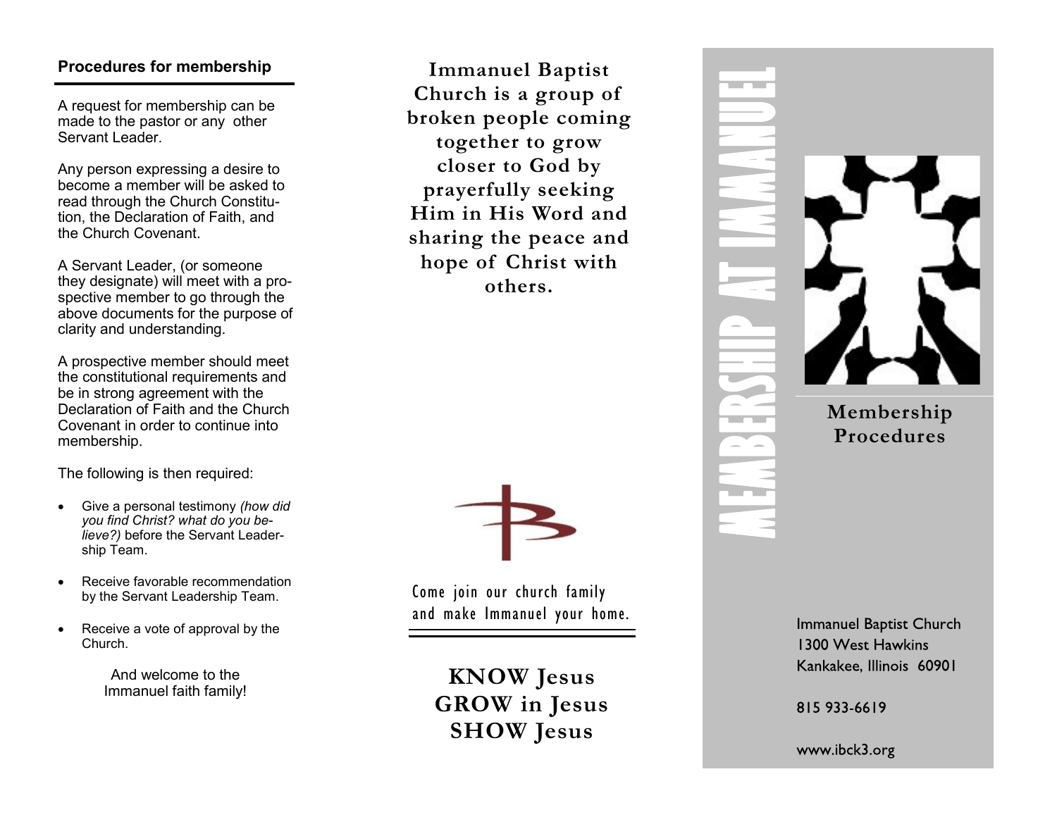## Procedures for membership

A request for membership can be made to the pastor or any other Servant Leader.

Any person expressing a desire to become a member will be asked to read through the Church Constitution, the Declaration of Faith, and the Church Covenant.

A Servant Leader, (or someone they designate) will meet with a prospective member to go through the above documents for the purpose of clarity and understanding.

A prospective member should meet the constitutional requirements and be in strong agreement with the Declaration of Faith and the Church Covenant in order to continue into membership.

The following is then required:

- Give a personal testimony *(how did you find Christ? what do you believe?)* before the Servant Leadership Team.
- Receive favorable recommendation by the Servant Leadership Team.
- Receive a vote of approval by the Church.

And welcome to the Immanuel faith family!

**Immanuel Baptist Church is a group of broken people coming together to grow closer to God by prayerfully seeking Him in His Word and sharing the peace and hope of Christ with others.**

Come join our church family and make Immanuel your home.

**KNOW Jesus**
**GROW in Jesus**
**SHOW Jesus**

# MEMBERSHIP AT IMMANUEL

**Membership Procedures**

Immanuel Baptist Church
1300 West Hawkins
Kankakee, Illinois 60901

815 933-6619

www.ibck3.org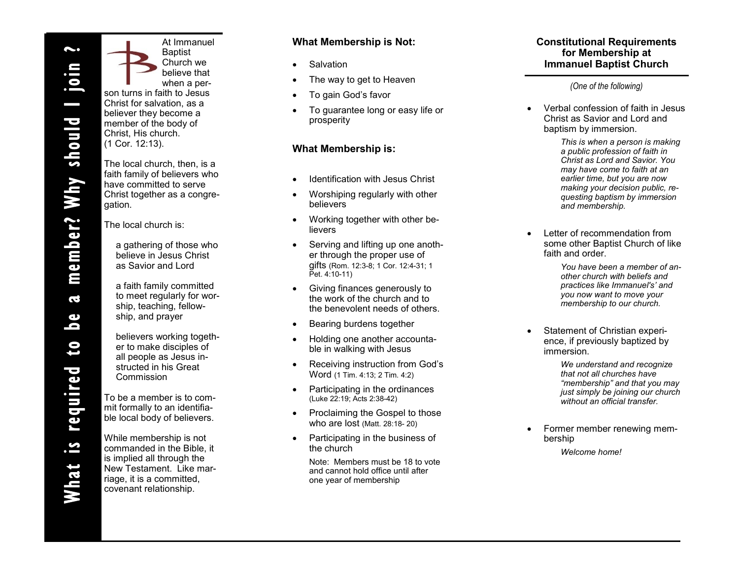# What is required to be a member? Why should I join ?

At Immanuel Baptist Church we believe that when a person turns in faith to Jesus Christ for salvation, as a believer they become a member of the body of Christ, His church. (1 Cor. 12:13).

The local church, then, is a faith family of believers who have committed to serve Christ together as a congregation.

The local church is:

a gathering of those who believe in Jesus Christ as Savior and Lord

a faith family committed to meet regularly for worship, teaching, fellowship, and prayer

believers working together to make disciples of all people as Jesus instructed in his Great Commission

To be a member is to commit formally to an identifiable local body of believers.

While membership is not commanded in the Bible, it is implied all through the New Testament. Like marriage, it is a committed, covenant relationship.

## What Membership is Not:

- Salvation
- The way to get to Heaven
- To gain God's favor
- To guarantee long or easy life or prosperity

## What Membership is:

- Identification with Jesus Christ
- Worshiping regularly with other believers
- Working together with other believers
- Serving and lifting up one another through the proper use of gifts (Rom. 12:3-8; 1 Cor. 12:4-31; 1 Pet. 4:10-11)
- Giving finances generously to the work of the church and to the benevolent needs of others.
- Bearing burdens together
- Holding one another accountable in walking with Jesus
- Receiving instruction from God's Word (1 Tim. 4:13; 2 Tim. 4:2)
- Participating in the ordinances (Luke 22:19; Acts 2:38-42)
- Proclaiming the Gospel to those who are lost (Matt. 28:18- 20)
- Participating in the business of the church

  Note: Members must be 18 to vote and cannot hold office until after one year of membership

## Constitutional Requirements for Membership at Immanuel Baptist Church

*(One of the following)*

- Verbal confession of faith in Jesus Christ as Savior and Lord and baptism by immersion.

  *This is when a person is making a public profession of faith in Christ as Lord and Savior. You may have come to faith at an earlier time, but you are now making your decision public, requesting baptism by immersion and membership.*

- Letter of recommendation from some other Baptist Church of like faith and order.

  *You have been a member of another church with beliefs and practices like Immanuel's' and you now want to move your membership to our church.*

- Statement of Christian experience, if previously baptized by immersion.

  *We understand and recognize that not all churches have "membership" and that you may just simply be joining our church without an official transfer.*

- Former member renewing membership

  *Welcome home!*